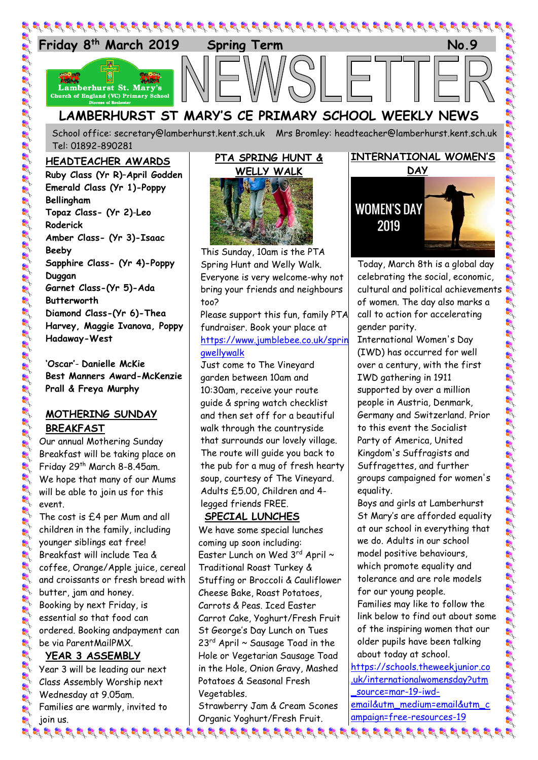Friday 8th March 2019 Spring Term No.9

# NEWSLETTER

## LAMBERHURST ST MARY'S CE PRIMARY SCHOOL WEEKLY NEWS

School office: secretary@lamberhurst.kent.sch.uk Mrs Bromley: headteacher@lamberhurst.kent.sch.uk Tel: 01892-890281

### HEADTEACHER AWARDS

**Ruby Class (Yr R)–April Godden**
**Emerald Class (Yr 1)-Poppy Bellingham**
**Topaz Class- (Yr 2)-Leo Roderick**
**Amber Class- (Yr 3)-Isaac Beeby**
**Sapphire Class- (Yr 4)-Poppy Duggan**
**Garnet Class-(Yr 5)-Ada Butterworth**
**Diamond Class-(Yr 6)-Thea Harvey, Maggie Ivanova, Poppy Hadaway-West**

**'Oscar'- Danielle McKie**
**Best Manners Award-McKenzie Prall & Freya Murphy**

### MOTHERING SUNDAY BREAKFAST

Our annual Mothering Sunday Breakfast will be taking place on Friday 29th March 8-8.45am.
We hope that many of our Mums will be able to join us for this event.
The cost is £4 per Mum and all children in the family, including younger siblings eat free!
Breakfast will include Tea & coffee, Orange/Apple juice, cereal and croissants or fresh bread with butter, jam and honey.
Booking by next Friday, is essential so that food can ordered. Booking andpayment can be via ParentMailPMX.

### YEAR 3 ASSEMBLY

Year 3 will be leading our next Class Assembly Worship next Wednesday at 9.05am.
Families are warmly, invited to join us.

### PTA SPRING HUNT & WELLY WALK

This Sunday, 10am is the PTA Spring Hunt and Welly Walk.
Everyone is very welcome-why not bring your friends and neighbours too?
Please support this fun, family PTA fundraiser. Book your place at https://www.jumblebee.co.uk/springwellywalk
Just come to The Vineyard garden between 10am and 10:30am, receive your route guide & spring watch checklist and then set off for a beautiful walk through the countryside that surrounds our lovely village.
The route will guide you back to the pub for a mug of fresh hearty soup, courtesy of The Vineyard.
Adults £5.00, Children and 4-legged friends FREE.

### SPECIAL LUNCHES

We have some special lunches coming up soon including:
Easter Lunch on Wed 3rd April ~ Traditional Roast Turkey & Stuffing or Broccoli & Cauliflower Cheese Bake, Roast Potatoes, Carrots & Peas. Iced Easter Carrot Cake, Yoghurt/Fresh Fruit
St George's Day Lunch on Tues 23rd April ~ Sausage Toad in the Hole or Vegetarian Sausage Toad in the Hole, Onion Gravy, Mashed Potatoes & Seasonal Fresh Vegetables.
Strawberry Jam & Cream Scones Organic Yoghurt/Fresh Fruit.

### INTERNATIONAL WOMEN'S DAY

WOMEN'S DAY 2019

Today, March 8th is a global day celebrating the social, economic, cultural and political achievements of women. The day also marks a call to action for accelerating gender parity.
International Women's Day (IWD) has occurred for well over a century, with the first IWD gathering in 1911 supported by over a million people in Austria, Denmark, Germany and Switzerland. Prior to this event the Socialist Party of America, United Kingdom's Suffragists and Suffragettes, and further groups campaigned for women's equality.
Boys and girls at Lamberhurst St Mary's are afforded equality at our school in everything that we do. Adults in our school model positive behaviours, which promote equality and tolerance and are role models for our young people.
Families may like to follow the link below to find out about some of the inspiring women that our older pupils have been talking about today at school.
https://schools.theweekjunior.co.uk/internationalwomensday?utm_source=mar-19-iwd-email&utm_medium=email&utm_campaign=free-resources-19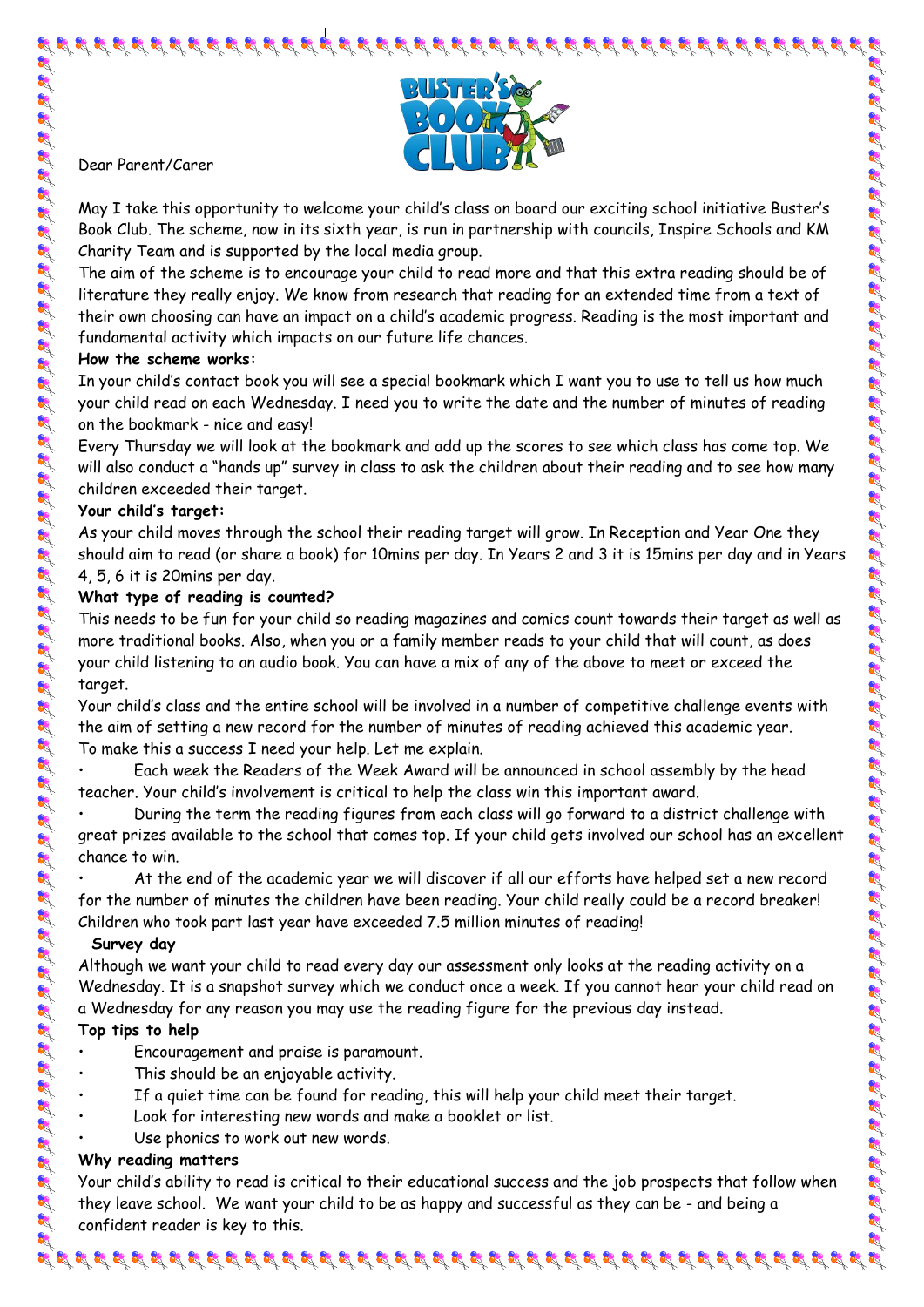Dear Parent/Carer

May I take this opportunity to welcome your child's class on board our exciting school initiative Buster's Book Club. The scheme, now in its sixth year, is run in partnership with councils, Inspire Schools and KM Charity Team and is supported by the local media group.

The aim of the scheme is to encourage your child to read more and that this extra reading should be of literature they really enjoy. We know from research that reading for an extended time from a text of their own choosing can have an impact on a child's academic progress. Reading is the most important and fundamental activity which impacts on our future life chances.

**How the scheme works:**

In your child's contact book you will see a special bookmark which I want you to use to tell us how much your child read on each Wednesday. I need you to write the date and the number of minutes of reading on the bookmark - nice and easy!

Every Thursday we will look at the bookmark and add up the scores to see which class has come top. We will also conduct a "hands up" survey in class to ask the children about their reading and to see how many children exceeded their target.

**Your child's target:**

As your child moves through the school their reading target will grow. In Reception and Year One they should aim to read (or share a book) for 10mins per day. In Years 2 and 3 it is 15mins per day and in Years 4, 5, 6 it is 20mins per day.

**What type of reading is counted?**

This needs to be fun for your child so reading magazines and comics count towards their target as well as more traditional books. Also, when you or a family member reads to your child that will count, as does your child listening to an audio book. You can have a mix of any of the above to meet or exceed the target.

Your child's class and the entire school will be involved in a number of competitive challenge events with the aim of setting a new record for the number of minutes of reading achieved this academic year.

To make this a success I need your help. Let me explain.

- Each week the Readers of the Week Award will be announced in school assembly by the head teacher. Your child's involvement is critical to help the class win this important award.
- During the term the reading figures from each class will go forward to a district challenge with great prizes available to the school that comes top. If your child gets involved our school has an excellent chance to win.
- At the end of the academic year we will discover if all our efforts have helped set a new record for the number of minutes the children have been reading. Your child really could be a record breaker! Children who took part last year have exceeded 7.5 million minutes of reading!

**Survey day**

Although we want your child to read every day our assessment only looks at the reading activity on a Wednesday. It is a snapshot survey which we conduct once a week. If you cannot hear your child read on a Wednesday for any reason you may use the reading figure for the previous day instead.

**Top tips to help**

- Encouragement and praise is paramount.
- This should be an enjoyable activity.
- If a quiet time can be found for reading, this will help your child meet their target.
- Look for interesting new words and make a booklet or list.
- Use phonics to work out new words.

**Why reading matters**

Your child's ability to read is critical to their educational success and the job prospects that follow when they leave school. We want your child to be as happy and successful as they can be - and being a confident reader is key to this.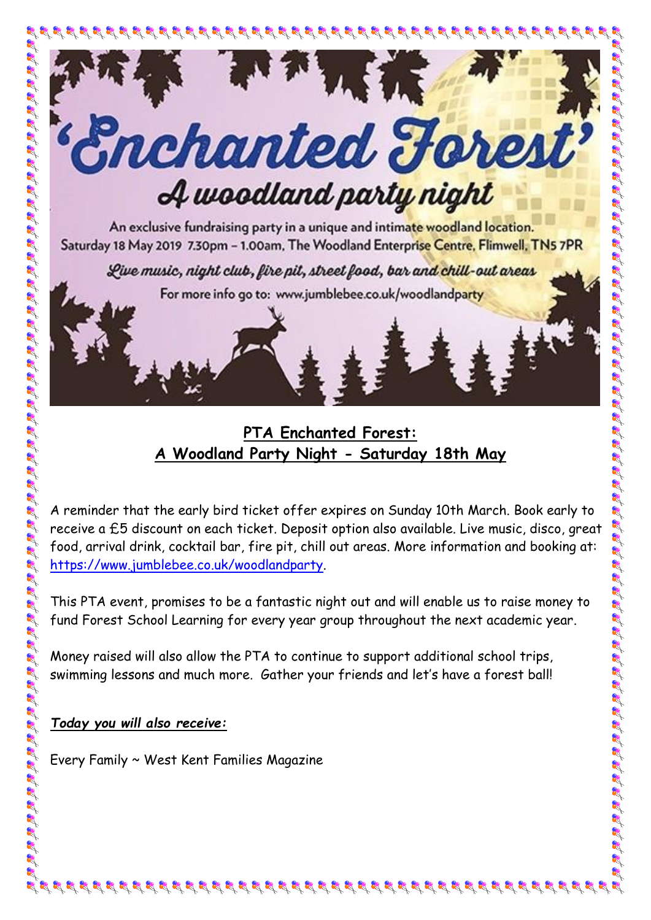# 'Enchanted Forest'

## A woodland party night

An exclusive fundraising party in a unique and intimate woodland location.
Saturday 18 May 2019 7.30pm – 1.00am, The Woodland Enterprise Centre, Flimwell, TN5 7PR

*Live music, night club, fire pit, street food, bar and chill-out areas*

For more info go to: www.jumblebee.co.uk/woodlandparty

## PTA Enchanted Forest: A Woodland Party Night - Saturday 18th May

A reminder that the early bird ticket offer expires on Sunday 10th March. Book early to receive a £5 discount on each ticket. Deposit option also available. Live music, disco, great food, arrival drink, cocktail bar, fire pit, chill out areas. More information and booking at: https://www.jumblebee.co.uk/woodlandparty.

This PTA event, promises to be a fantastic night out and will enable us to raise money to fund Forest School Learning for every year group throughout the next academic year.

Money raised will also allow the PTA to continue to support additional school trips, swimming lessons and much more. Gather your friends and let's have a forest ball!

***Today you will also receive:***

Every Family ~ West Kent Families Magazine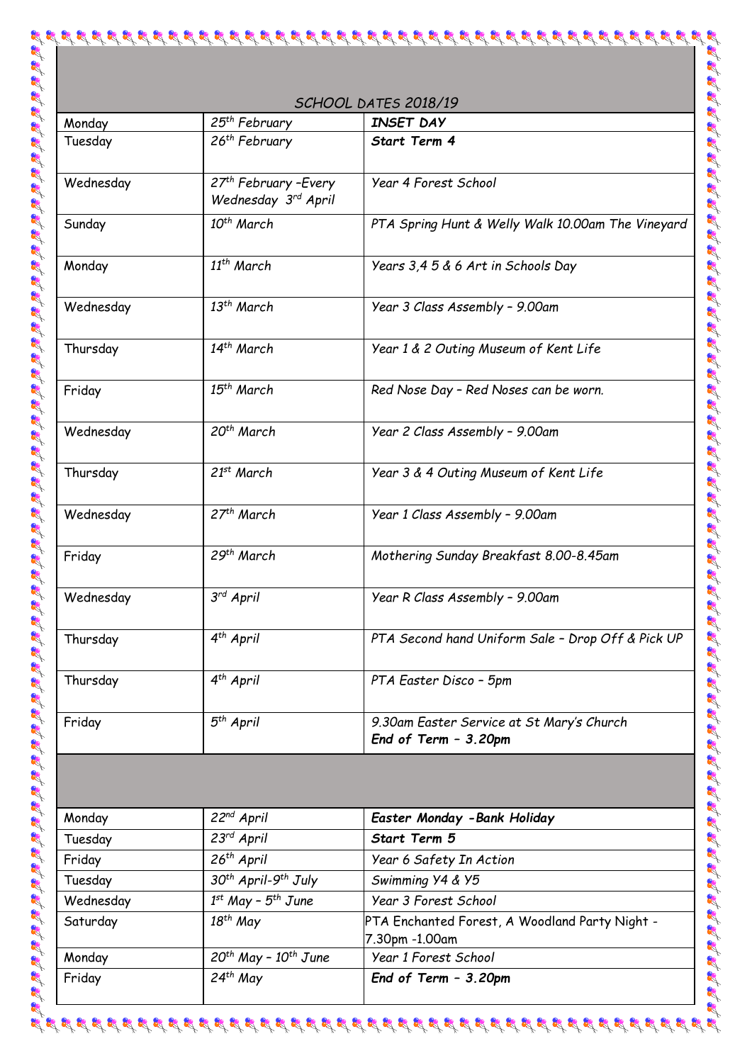| SCHOOL DATES 2018/19 | | |
|---|---|---|
| Monday | *25th February* | ***INSET DAY*** |
| Tuesday | *26th February* | ***Start Term 4*** |
| Wednesday | *27th February –Every Wednesday 3rd April* | *Year 4 Forest School* |
| Sunday | *10th March* | *PTA Spring Hunt & Welly Walk 10.00am The Vineyard* |
| Monday | *11th March* | *Years 3,4 5 & 6 Art in Schools Day* |
| Wednesday | *13th March* | *Year 3 Class Assembly – 9.00am* |
| Thursday | *14th March* | *Year 1 & 2 Outing Museum of Kent Life* |
| Friday | *15th March* | *Red Nose Day – Red Noses can be worn.* |
| Wednesday | *20th March* | *Year 2 Class Assembly – 9.00am* |
| Thursday | *21st March* | *Year 3 & 4 Outing Museum of Kent Life* |
| Wednesday | *27th March* | *Year 1 Class Assembly – 9.00am* |
| Friday | *29th March* | *Mothering Sunday Breakfast 8.00-8.45am* |
| Wednesday | *3rd April* | *Year R Class Assembly – 9.00am* |
| Thursday | *4th April* | *PTA Second hand Uniform Sale – Drop Off & Pick UP* |
| Thursday | *4th April* | *PTA Easter Disco – 5pm* |
| Friday | *5th April* | *9.30am Easter Service at St Mary's Church* ***End of Term – 3.20pm*** |
| | | |
| Monday | *22nd April* | ***Easter Monday -Bank Holiday*** |
| Tuesday | *23rd April* | ***Start Term 5*** |
| Friday | *26th April* | *Year 6 Safety In Action* |
| Tuesday | *30th April-9th July* | *Swimming Y4 & Y5* |
| Wednesday | *1st May – 5th June* | *Year 3 Forest School* |
| Saturday | *18th May* | PTA Enchanted Forest, A Woodland Party Night - 7.30pm -1.00am |
| Monday | *20th May – 10th June* | *Year 1 Forest School* |
| Friday | *24th May* | ***End of Term – 3.20pm*** |